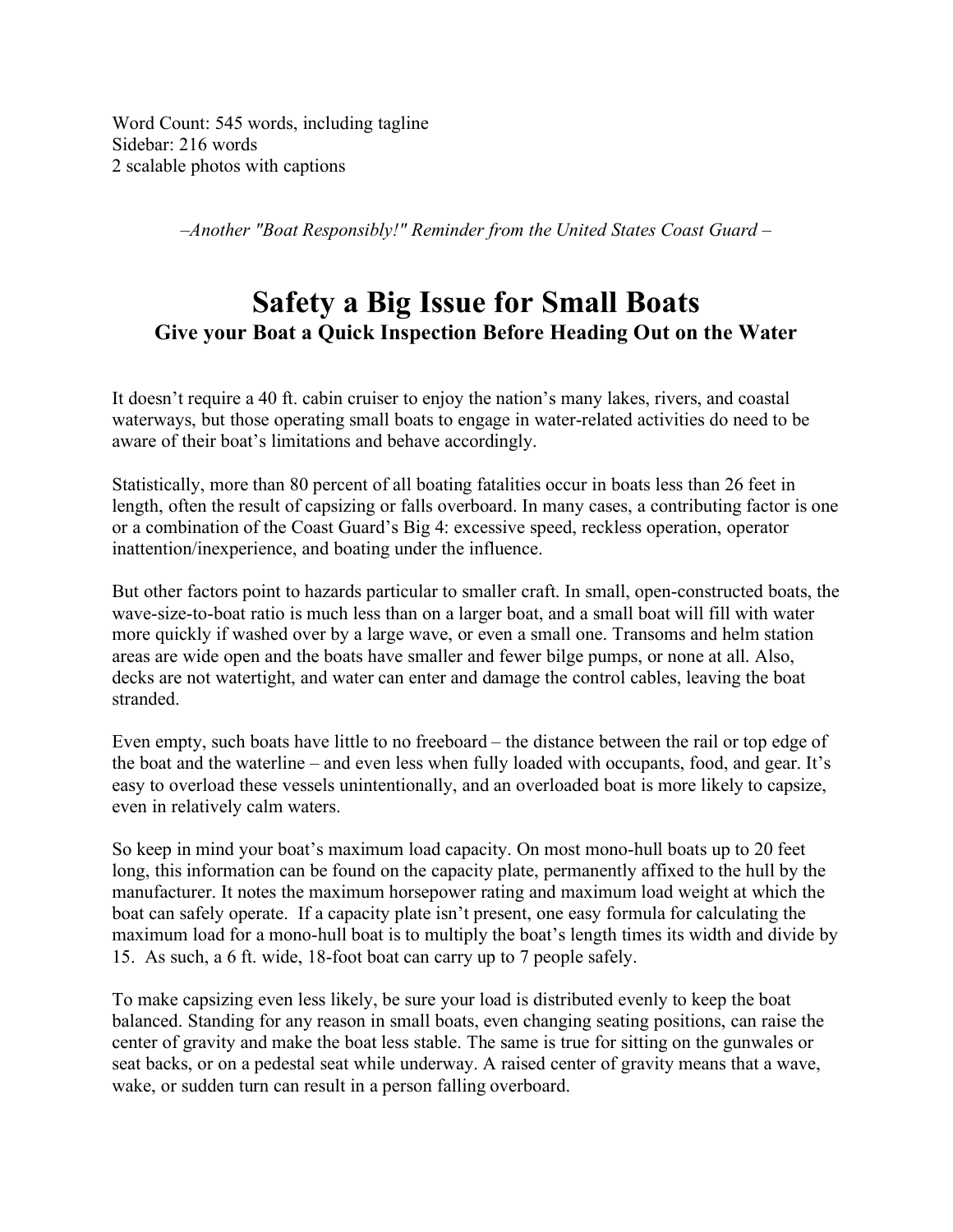Word Count: 545 words, including tagline
Sidebar: 216 words
2 scalable photos with captions

*–Another "Boat Responsibly!" Reminder from the United States Coast Guard –*

# Safety a Big Issue for Small Boats

## Give your Boat a Quick Inspection Before Heading Out on the Water

It doesn't require a 40 ft. cabin cruiser to enjoy the nation's many lakes, rivers, and coastal waterways, but those operating small boats to engage in water-related activities do need to be aware of their boat's limitations and behave accordingly.

Statistically, more than 80 percent of all boating fatalities occur in boats less than 26 feet in length, often the result of capsizing or falls overboard. In many cases, a contributing factor is one or a combination of the Coast Guard's Big 4: excessive speed, reckless operation, operator inattention/inexperience, and boating under the influence.

But other factors point to hazards particular to smaller craft. In small, open-constructed boats, the wave-size-to-boat ratio is much less than on a larger boat, and a small boat will fill with water more quickly if washed over by a large wave, or even a small one. Transoms and helm station areas are wide open and the boats have smaller and fewer bilge pumps, or none at all. Also, decks are not watertight, and water can enter and damage the control cables, leaving the boat stranded.

Even empty, such boats have little to no freeboard – the distance between the rail or top edge of the boat and the waterline – and even less when fully loaded with occupants, food, and gear. It's easy to overload these vessels unintentionally, and an overloaded boat is more likely to capsize, even in relatively calm waters.

So keep in mind your boat's maximum load capacity. On most mono-hull boats up to 20 feet long, this information can be found on the capacity plate, permanently affixed to the hull by the manufacturer. It notes the maximum horsepower rating and maximum load weight at which the boat can safely operate. If a capacity plate isn't present, one easy formula for calculating the maximum load for a mono-hull boat is to multiply the boat's length times its width and divide by 15. As such, a 6 ft. wide, 18-foot boat can carry up to 7 people safely.

To make capsizing even less likely, be sure your load is distributed evenly to keep the boat balanced. Standing for any reason in small boats, even changing seating positions, can raise the center of gravity and make the boat less stable. The same is true for sitting on the gunwales or seat backs, or on a pedestal seat while underway. A raised center of gravity means that a wave, wake, or sudden turn can result in a person falling overboard.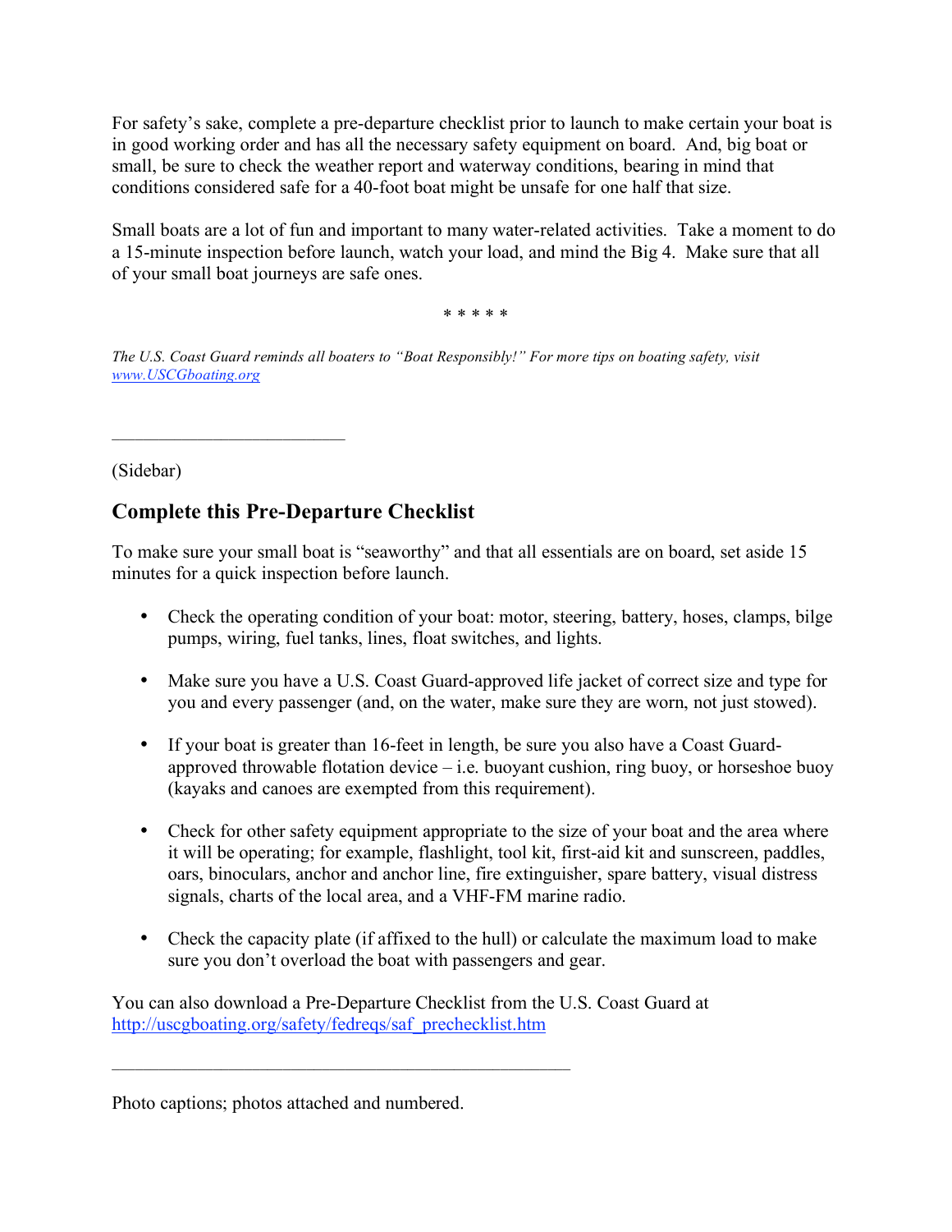For safety's sake, complete a pre-departure checklist prior to launch to make certain your boat is in good working order and has all the necessary safety equipment on board. And, big boat or small, be sure to check the weather report and waterway conditions, bearing in mind that conditions considered safe for a 40-foot boat might be unsafe for one half that size.

Small boats are a lot of fun and important to many water-related activities. Take a moment to do a 15-minute inspection before launch, watch your load, and mind the Big 4. Make sure that all of your small boat journeys are safe ones.

\* \* \* \* \*

*The U.S. Coast Guard reminds all boaters to "Boat Responsibly!" For more tips on boating safety, visit [www.USCGboating.org](www.USCGboating.org)*

---

(Sidebar)

## Complete this Pre-Departure Checklist

To make sure your small boat is "seaworthy" and that all essentials are on board, set aside 15 minutes for a quick inspection before launch.

- Check the operating condition of your boat: motor, steering, battery, hoses, clamps, bilge pumps, wiring, fuel tanks, lines, float switches, and lights.
- Make sure you have a U.S. Coast Guard-approved life jacket of correct size and type for you and every passenger (and, on the water, make sure they are worn, not just stowed).
- If your boat is greater than 16-feet in length, be sure you also have a Coast Guard-approved throwable flotation device – i.e. buoyant cushion, ring buoy, or horseshoe buoy (kayaks and canoes are exempted from this requirement).
- Check for other safety equipment appropriate to the size of your boat and the area where it will be operating; for example, flashlight, tool kit, first-aid kit and sunscreen, paddles, oars, binoculars, anchor and anchor line, fire extinguisher, spare battery, visual distress signals, charts of the local area, and a VHF-FM marine radio.
- Check the capacity plate (if affixed to the hull) or calculate the maximum load to make sure you don't overload the boat with passengers and gear.

You can also download a Pre-Departure Checklist from the U.S. Coast Guard at [http://uscgboating.org/safety/fedreqs/saf_prechecklist.htm](http://uscgboating.org/safety/fedreqs/saf_prechecklist.htm)

---

Photo captions; photos attached and numbered.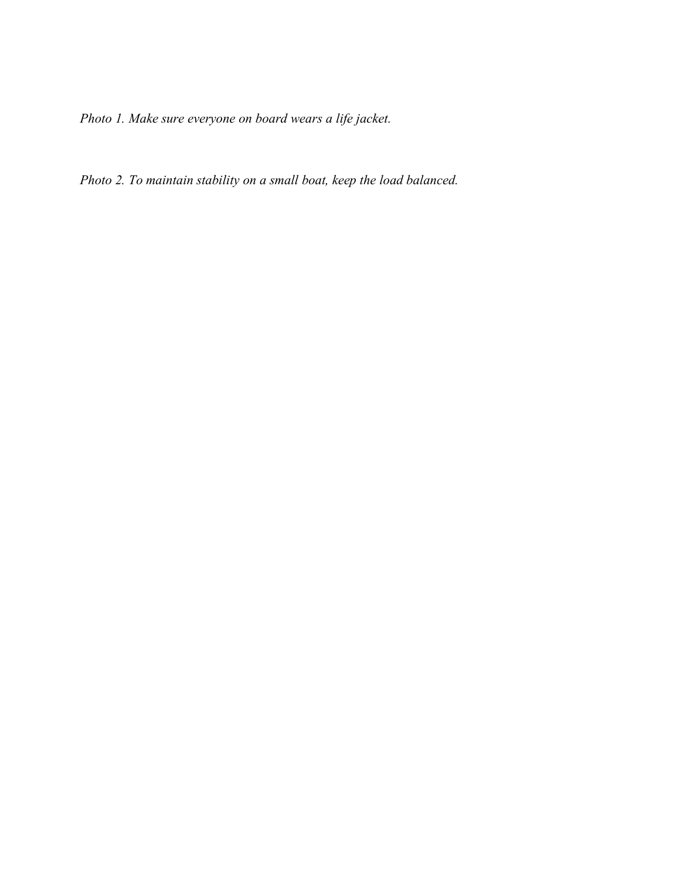*Photo 1. Make sure everyone on board wears a life jacket.*

*Photo 2. To maintain stability on a small boat, keep the load balanced.*